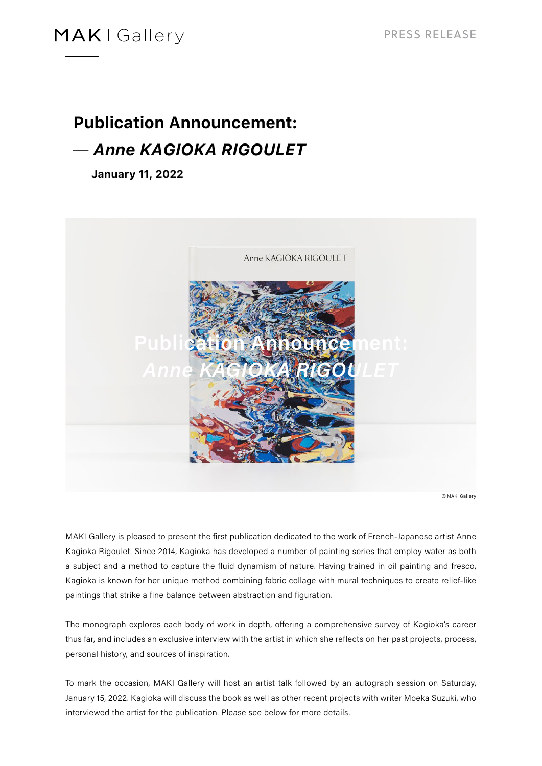MAKI Gallery

PRESS RELEASE

# Publication Announcement:

## — *Anne KAGIOKA RIGOULET*

**January 11, 2022**

© MAKI Gallery

MAKI Gallery is pleased to present the first publication dedicated to the work of French-Japanese artist Anne Kagioka Rigoulet. Since 2014, Kagioka has developed a number of painting series that employ water as both a subject and a method to capture the fluid dynamism of nature. Having trained in oil painting and fresco, Kagioka is known for her unique method combining fabric collage with mural techniques to create relief-like paintings that strike a fine balance between abstraction and figuration.

The monograph explores each body of work in depth, offering a comprehensive survey of Kagioka's career thus far, and includes an exclusive interview with the artist in which she reflects on her past projects, process, personal history, and sources of inspiration.

To mark the occasion, MAKI Gallery will host an artist talk followed by an autograph session on Saturday, January 15, 2022. Kagioka will discuss the book as well as other recent projects with writer Moeka Suzuki, who interviewed the artist for the publication. Please see below for more details.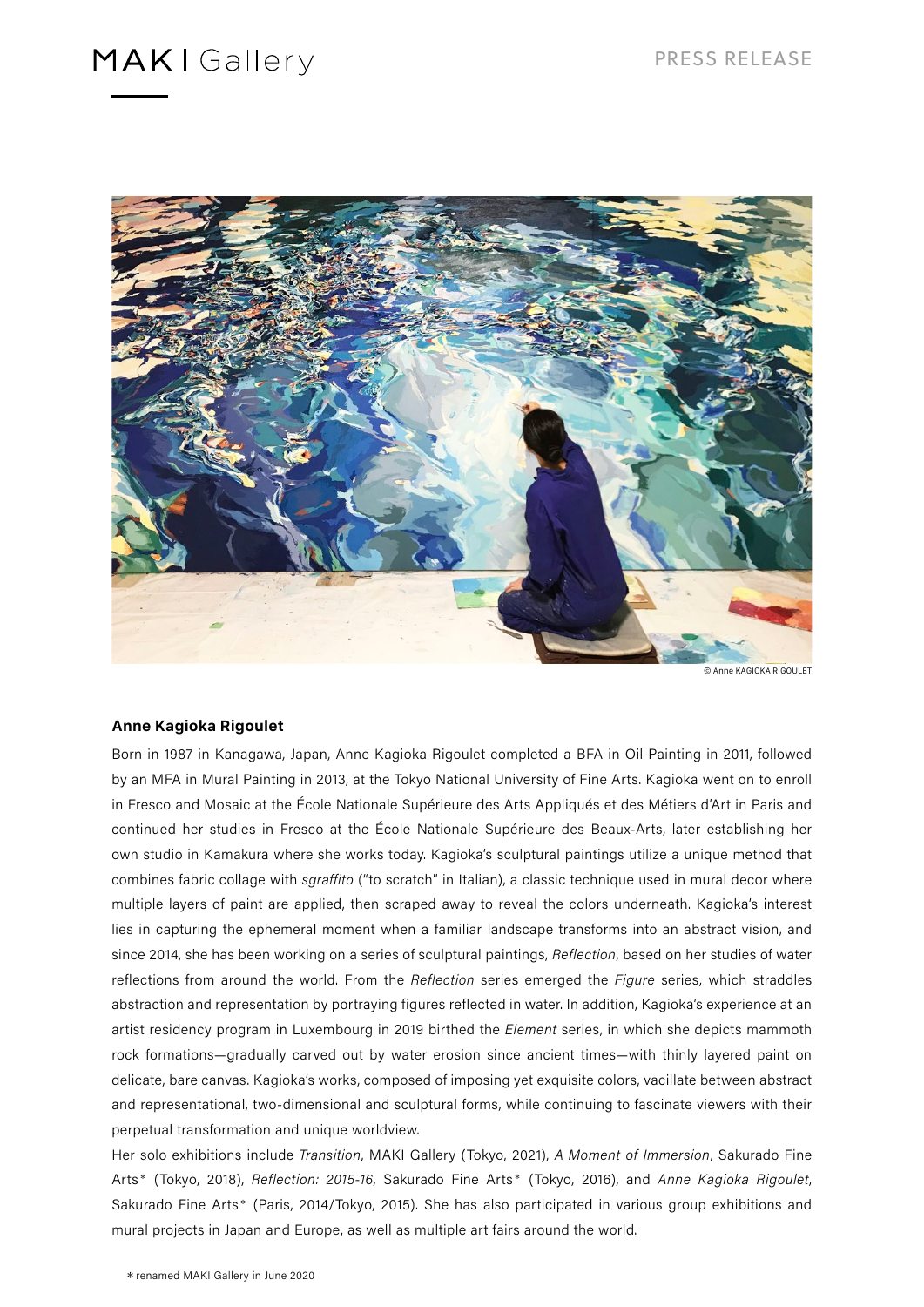© Anne KAGIOKA RIGOULET

**Anne Kagioka Rigoulet**

Born in 1987 in Kanagawa, Japan, Anne Kagioka Rigoulet completed a BFA in Oil Painting in 2011, followed by an MFA in Mural Painting in 2013, at the Tokyo National University of Fine Arts. Kagioka went on to enroll in Fresco and Mosaic at the École Nationale Supérieure des Arts Appliqués et des Métiers d'Art in Paris and continued her studies in Fresco at the École Nationale Supérieure des Beaux-Arts, later establishing her own studio in Kamakura where she works today. Kagioka's sculptural paintings utilize a unique method that combines fabric collage with *sgraffito* ("to scratch" in Italian), a classic technique used in mural decor where multiple layers of paint are applied, then scraped away to reveal the colors underneath. Kagioka's interest lies in capturing the ephemeral moment when a familiar landscape transforms into an abstract vision, and since 2014, she has been working on a series of sculptural paintings, *Reflection*, based on her studies of water reflections from around the world. From the *Reflection* series emerged the *Figure* series, which straddles abstraction and representation by portraying figures reflected in water. In addition, Kagioka's experience at an artist residency program in Luxembourg in 2019 birthed the *Element* series, in which she depicts mammoth rock formations—gradually carved out by water erosion since ancient times—with thinly layered paint on delicate, bare canvas. Kagioka's works, composed of imposing yet exquisite colors, vacillate between abstract and representational, two-dimensional and sculptural forms, while continuing to fascinate viewers with their perpetual transformation and unique worldview.

Her solo exhibitions include *Transition*, MAKI Gallery (Tokyo, 2021), *A Moment of Immersion*, Sakurado Fine Arts* (Tokyo, 2018), *Reflection: 2015-16*, Sakurado Fine Arts* (Tokyo, 2016), and *Anne Kagioka Rigoulet*, Sakurado Fine Arts* (Paris, 2014/Tokyo, 2015). She has also participated in various group exhibitions and mural projects in Japan and Europe, as well as multiple art fairs around the world.

* renamed MAKI Gallery in June 2020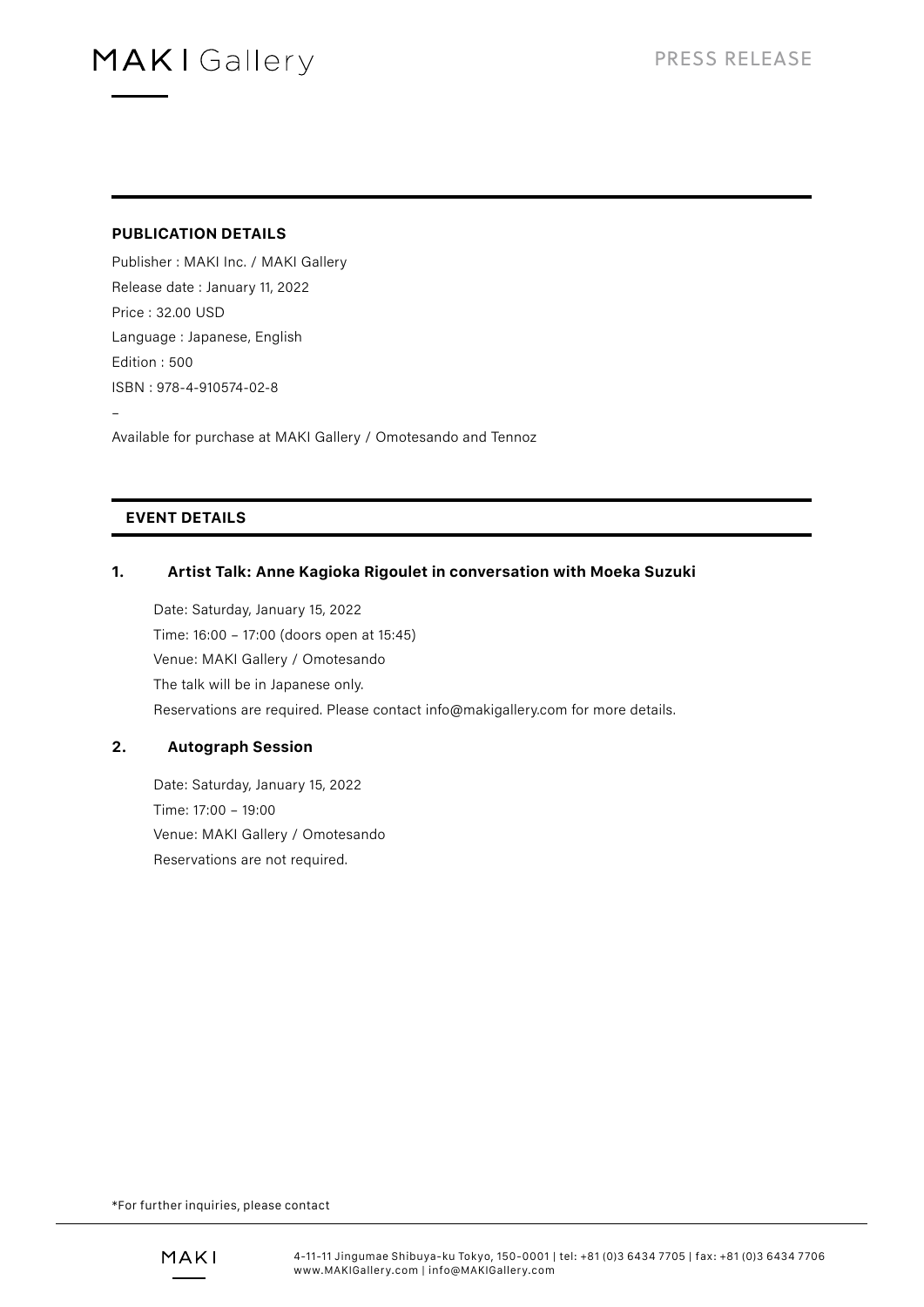## PUBLICATION DETAILS

Publisher : MAKI Inc. / MAKI Gallery
Release date : January 11, 2022
Price : 32.00 USD
Language : Japanese, English
Edition : 500
ISBN : 978-4-910574-02-8

–

Available for purchase at MAKI Gallery / Omotesando and Tennoz

## EVENT DETAILS

### 1. Artist Talk: Anne Kagioka Rigoulet in conversation with Moeka Suzuki

Date: Saturday, January 15, 2022
Time: 16:00 – 17:00 (doors open at 15:45)
Venue: MAKI Gallery / Omotesando
The talk will be in Japanese only.
Reservations are required. Please contact info@makigallery.com for more details.

### 2. Autograph Session

Date: Saturday, January 15, 2022
Time: 17:00 – 19:00
Venue: MAKI Gallery / Omotesando
Reservations are not required.

*For further inquiries, please contact

MAKI

4-11-11 Jingumae Shibuya-ku Tokyo, 150-0001 | tel: +81 (0)3 6434 7705 | fax: +81 (0)3 6434 7706
www.MAKIGallery.com | info@MAKIGallery.com